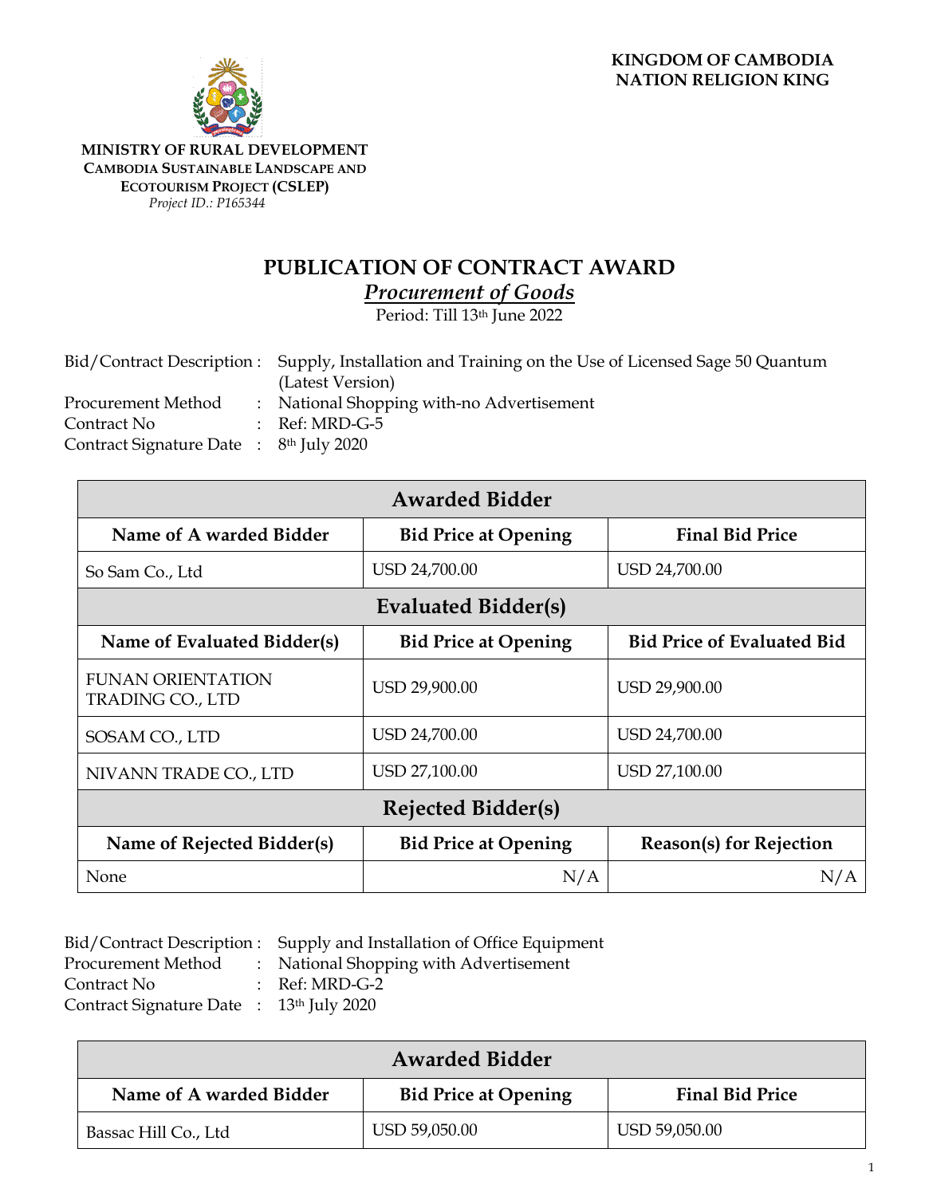**KINGDOM OF CAMBODIA**
**NATION RELIGION KING**

**MINISTRY OF RURAL DEVELOPMENT**
**CAMBODIA SUSTAINABLE LANDSCAPE AND ECOTOURISM PROJECT (CSLEP)**
*Project ID.: P165344*

# PUBLICATION OF CONTRACT AWARD

## *Procurement of Goods*

Period: Till 13th June 2022

Bid/Contract Description : Supply, Installation and Training on the Use of Licensed Sage 50 Quantum (Latest Version)
Procurement Method : National Shopping with-no Advertisement
Contract No : Ref: MRD-G-5
Contract Signature Date : 8th July 2020

| Awarded Bidder | | |
|---|---|---|
| **Name of A warded Bidder** | **Bid Price at Opening** | **Final Bid Price** |
| So Sam Co., Ltd | USD 24,700.00 | USD 24,700.00 |
| **Evaluated Bidder(s)** | | |
| **Name of Evaluated Bidder(s)** | **Bid Price at Opening** | **Bid Price of Evaluated Bid** |
| FUNAN ORIENTATION TRADING CO., LTD | USD 29,900.00 | USD 29,900.00 |
| SOSAM CO., LTD | USD 24,700.00 | USD 24,700.00 |
| NIVANN TRADE CO., LTD | USD 27,100.00 | USD 27,100.00 |
| **Rejected Bidder(s)** | | |
| **Name of Rejected Bidder(s)** | **Bid Price at Opening** | **Reason(s) for Rejection** |
| None | N/A | N/A |

Bid/Contract Description : Supply and Installation of Office Equipment
Procurement Method : National Shopping with Advertisement
Contract No : Ref: MRD-G-2
Contract Signature Date : 13th July 2020

| Awarded Bidder | | |
|---|---|---|
| **Name of A warded Bidder** | **Bid Price at Opening** | **Final Bid Price** |
| Bassac Hill Co., Ltd | USD 59,050.00 | USD 59,050.00 |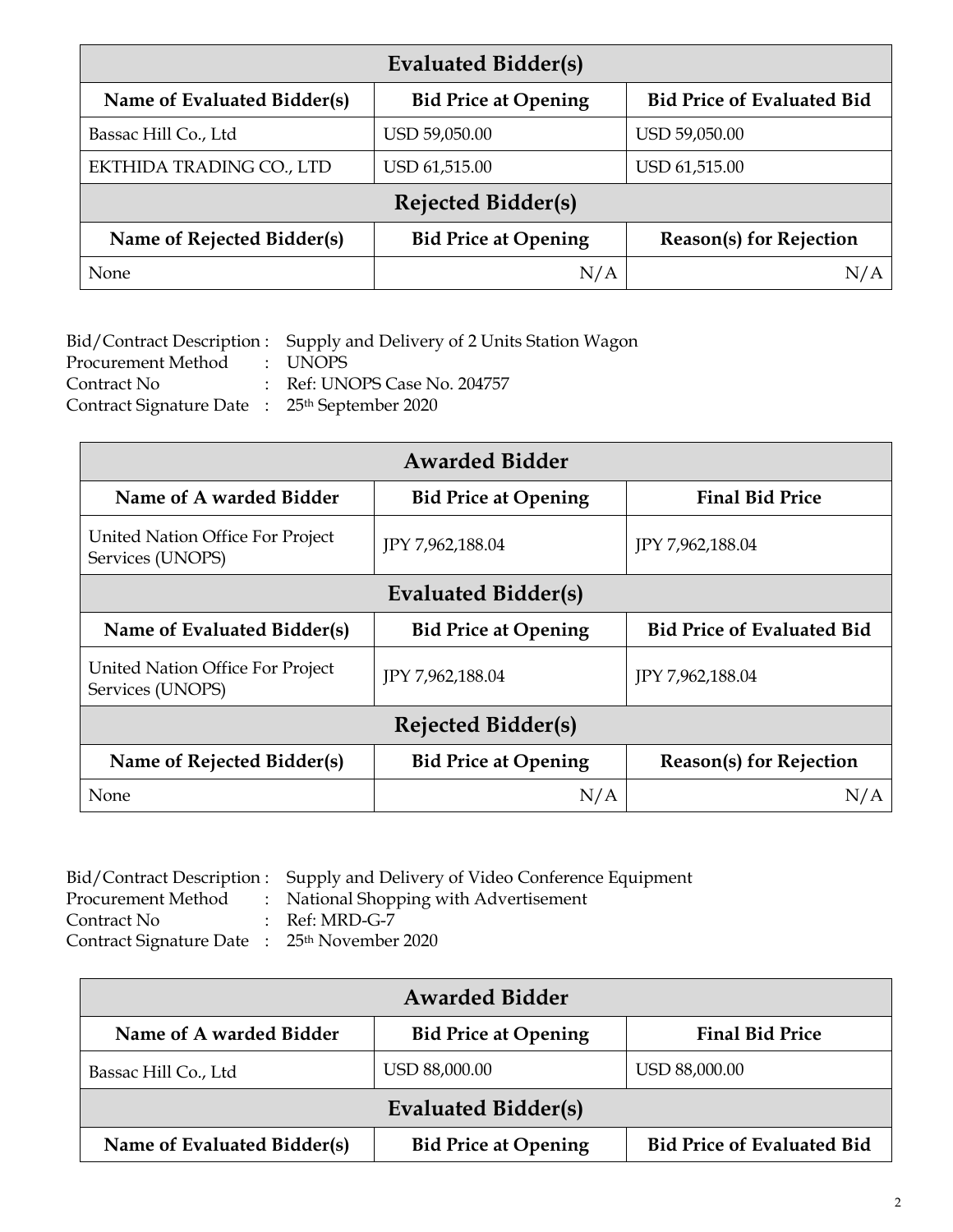| Evaluated Bidder(s) | | |
|---|---|---|
| **Name of Evaluated Bidder(s)** | **Bid Price at Opening** | **Bid Price of Evaluated Bid** |
| Bassac Hill Co., Ltd | USD 59,050.00 | USD 59,050.00 |
| EKTHIDA TRADING CO., LTD | USD 61,515.00 | USD 61,515.00 |
| **Rejected Bidder(s)** | | |
| **Name of Rejected Bidder(s)** | **Bid Price at Opening** | **Reason(s) for Rejection** |
| None | N/A | N/A |

Bid/Contract Description : Supply and Delivery of 2 Units Station Wagon
Procurement Method : UNOPS
Contract No : Ref: UNOPS Case No. 204757
Contract Signature Date : 25th September 2020

| Awarded Bidder | | |
|---|---|---|
| **Name of A warded Bidder** | **Bid Price at Opening** | **Final Bid Price** |
| United Nation Office For Project Services (UNOPS) | JPY 7,962,188.04 | JPY 7,962,188.04 |
| **Evaluated Bidder(s)** | | |
| **Name of Evaluated Bidder(s)** | **Bid Price at Opening** | **Bid Price of Evaluated Bid** |
| United Nation Office For Project Services (UNOPS) | JPY 7,962,188.04 | JPY 7,962,188.04 |
| **Rejected Bidder(s)** | | |
| **Name of Rejected Bidder(s)** | **Bid Price at Opening** | **Reason(s) for Rejection** |
| None | N/A | N/A |

Bid/Contract Description : Supply and Delivery of Video Conference Equipment
Procurement Method : National Shopping with Advertisement
Contract No : Ref: MRD-G-7
Contract Signature Date : 25th November 2020

| Awarded Bidder | | |
|---|---|---|
| **Name of A warded Bidder** | **Bid Price at Opening** | **Final Bid Price** |
| Bassac Hill Co., Ltd | USD 88,000.00 | USD 88,000.00 |
| **Evaluated Bidder(s)** | | |
| **Name of Evaluated Bidder(s)** | **Bid Price at Opening** | **Bid Price of Evaluated Bid** |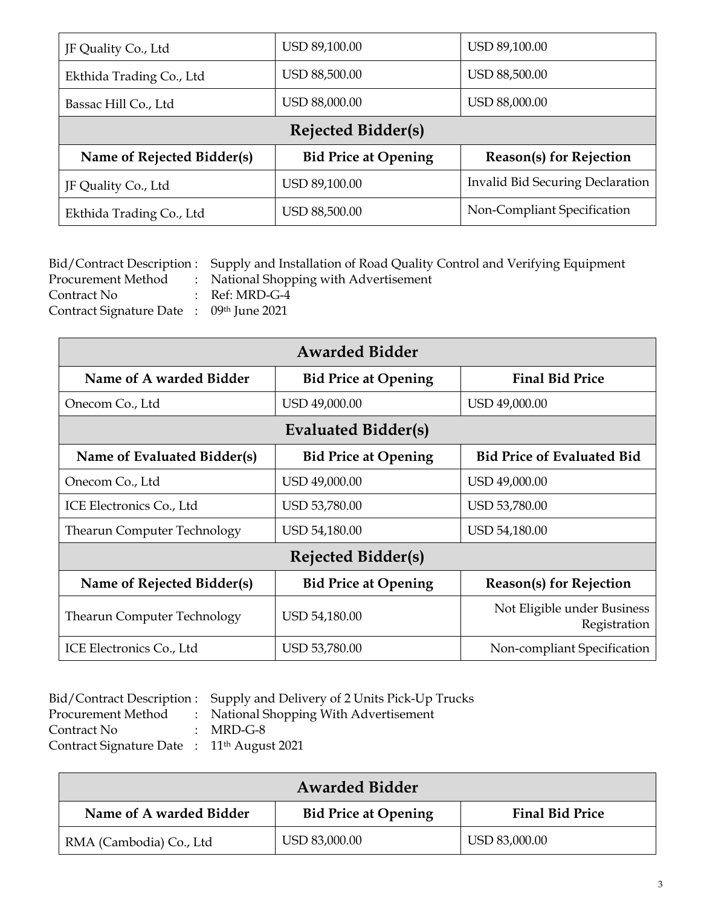| | | |
|---|---|---|
| JF Quality Co., Ltd | USD 89,100.00 | USD 89,100.00 |
| Ekthida Trading Co., Ltd | USD 88,500.00 | USD 88,500.00 |
| Bassac Hill Co., Ltd | USD 88,000.00 | USD 88,000.00 |
| **Rejected Bidder(s)** | | |
| **Name of Rejected Bidder(s)** | **Bid Price at Opening** | **Reason(s) for Rejection** |
| JF Quality Co., Ltd | USD 89,100.00 | Invalid Bid Securing Declaration |
| Ekthida Trading Co., Ltd | USD 88,500.00 | Non-Compliant Specification |

Bid/Contract Description : Supply and Installation of Road Quality Control and Verifying Equipment
Procurement Method : National Shopping with Advertisement
Contract No : Ref: MRD-G-4
Contract Signature Date : 09th June 2021

| **Awarded Bidder** | | |
|---|---|---|
| **Name of A warded Bidder** | **Bid Price at Opening** | **Final Bid Price** |
| Onecom Co., Ltd | USD 49,000.00 | USD 49,000.00 |
| **Evaluated Bidder(s)** | | |
| **Name of Evaluated Bidder(s)** | **Bid Price at Opening** | **Bid Price of Evaluated Bid** |
| Onecom Co., Ltd | USD 49,000.00 | USD 49,000.00 |
| ICE Electronics Co., Ltd | USD 53,780.00 | USD 53,780.00 |
| Thearun Computer Technology | USD 54,180.00 | USD 54,180.00 |
| **Rejected Bidder(s)** | | |
| **Name of Rejected Bidder(s)** | **Bid Price at Opening** | **Reason(s) for Rejection** |
| Thearun Computer Technology | USD 54,180.00 | Not Eligible under Business Registration |
| ICE Electronics Co., Ltd | USD 53,780.00 | Non-compliant Specification |

Bid/Contract Description : Supply and Delivery of 2 Units Pick-Up Trucks
Procurement Method : National Shopping With Advertisement
Contract No : MRD-G-8
Contract Signature Date : 11th August 2021

| **Awarded Bidder** | | |
|---|---|---|
| **Name of A warded Bidder** | **Bid Price at Opening** | **Final Bid Price** |
| RMA (Cambodia) Co., Ltd | USD 83,000.00 | USD 83,000.00 |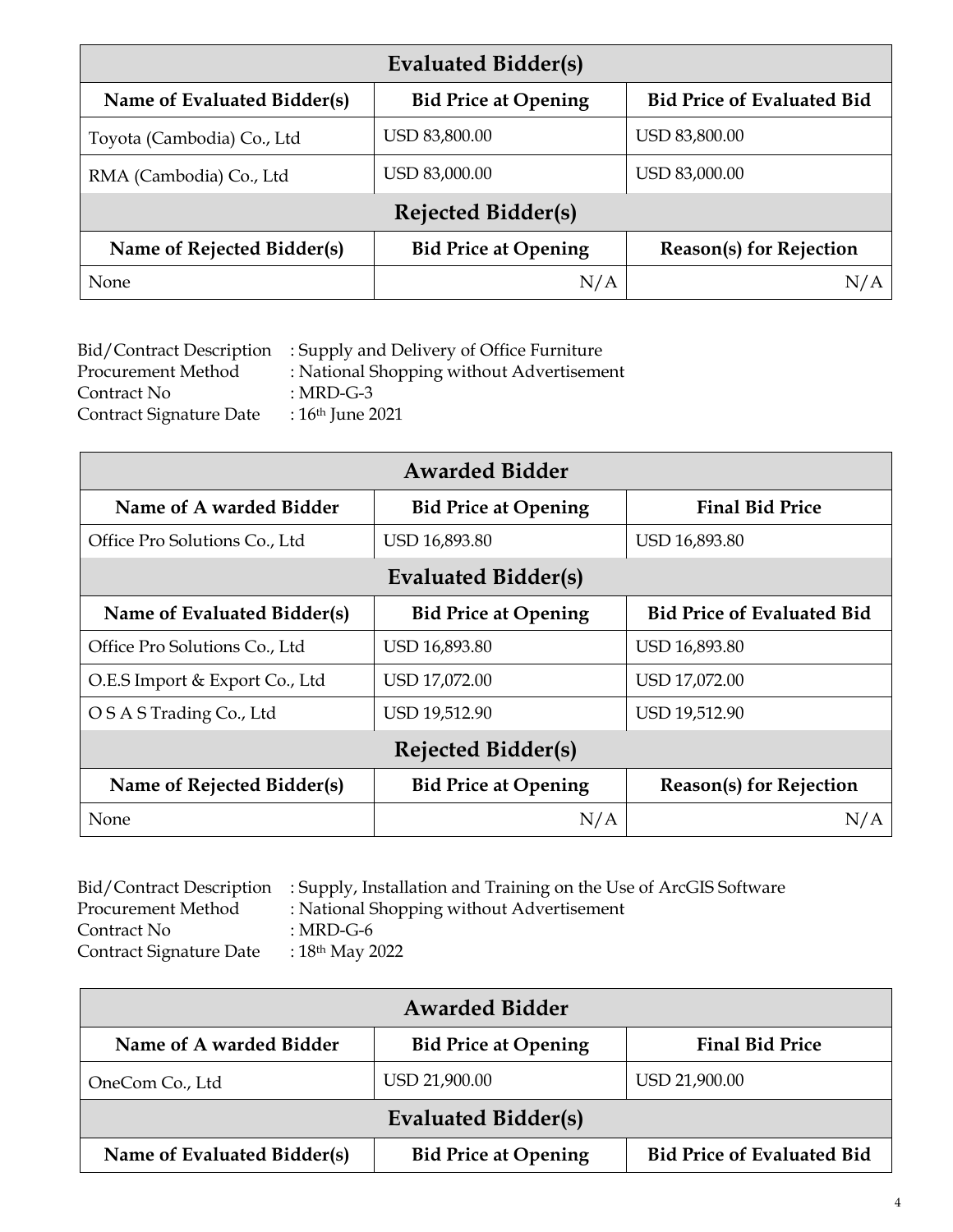| Evaluated Bidder(s) | | |
|---|---|---|
| **Name of Evaluated Bidder(s)** | **Bid Price at Opening** | **Bid Price of Evaluated Bid** |
| Toyota (Cambodia) Co., Ltd | USD 83,800.00 | USD 83,800.00 |
| RMA (Cambodia) Co., Ltd | USD 83,000.00 | USD 83,000.00 |
| **Rejected Bidder(s)** | | |
| **Name of Rejected Bidder(s)** | **Bid Price at Opening** | **Reason(s) for Rejection** |
| None | N/A | N/A |

Bid/Contract Description : Supply and Delivery of Office Furniture
Procurement Method : National Shopping without Advertisement
Contract No : MRD-G-3
Contract Signature Date : 16th June 2021

| Awarded Bidder | | |
|---|---|---|
| **Name of A warded Bidder** | **Bid Price at Opening** | **Final Bid Price** |
| Office Pro Solutions Co., Ltd | USD 16,893.80 | USD 16,893.80 |
| **Evaluated Bidder(s)** | | |
| **Name of Evaluated Bidder(s)** | **Bid Price at Opening** | **Bid Price of Evaluated Bid** |
| Office Pro Solutions Co., Ltd | USD 16,893.80 | USD 16,893.80 |
| O.E.S Import & Export Co., Ltd | USD 17,072.00 | USD 17,072.00 |
| O S A S Trading Co., Ltd | USD 19,512.90 | USD 19,512.90 |
| **Rejected Bidder(s)** | | |
| **Name of Rejected Bidder(s)** | **Bid Price at Opening** | **Reason(s) for Rejection** |
| None | N/A | N/A |

Bid/Contract Description : Supply, Installation and Training on the Use of ArcGIS Software
Procurement Method : National Shopping without Advertisement
Contract No : MRD-G-6
Contract Signature Date : 18th May 2022

| Awarded Bidder | | |
|---|---|---|
| **Name of A warded Bidder** | **Bid Price at Opening** | **Final Bid Price** |
| OneCom Co., Ltd | USD 21,900.00 | USD 21,900.00 |
| **Evaluated Bidder(s)** | | |
| **Name of Evaluated Bidder(s)** | **Bid Price at Opening** | **Bid Price of Evaluated Bid** |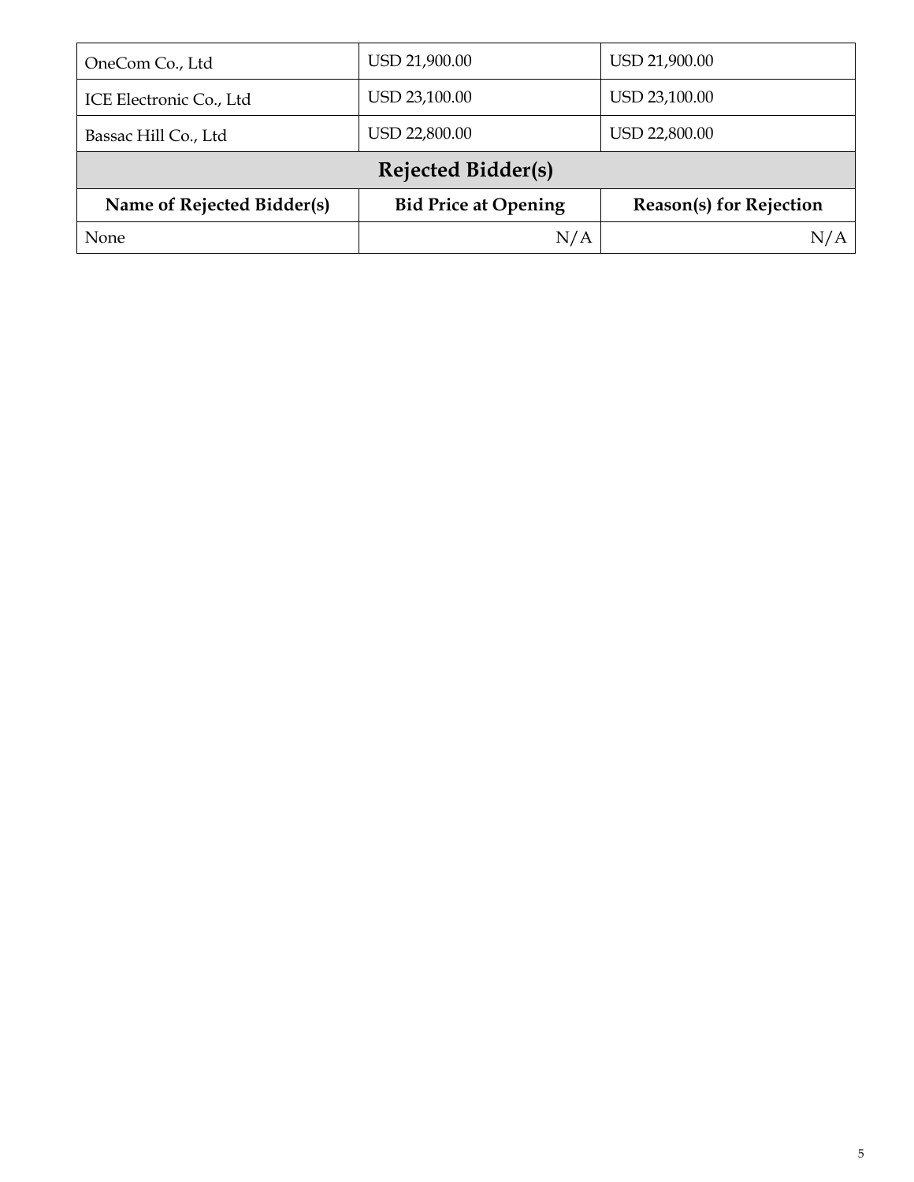| | | |
|---|---|---|
| OneCom Co., Ltd | USD 21,900.00 | USD 21,900.00 |
| ICE Electronic Co., Ltd | USD 23,100.00 | USD 23,100.00 |
| Bassac Hill Co., Ltd | USD 22,800.00 | USD 22,800.00 |

| **Rejected Bidder(s)** | | |
|---|---|---|
| **Name of Rejected Bidder(s)** | **Bid Price at Opening** | **Reason(s) for Rejection** |
| None | N/A | N/A |